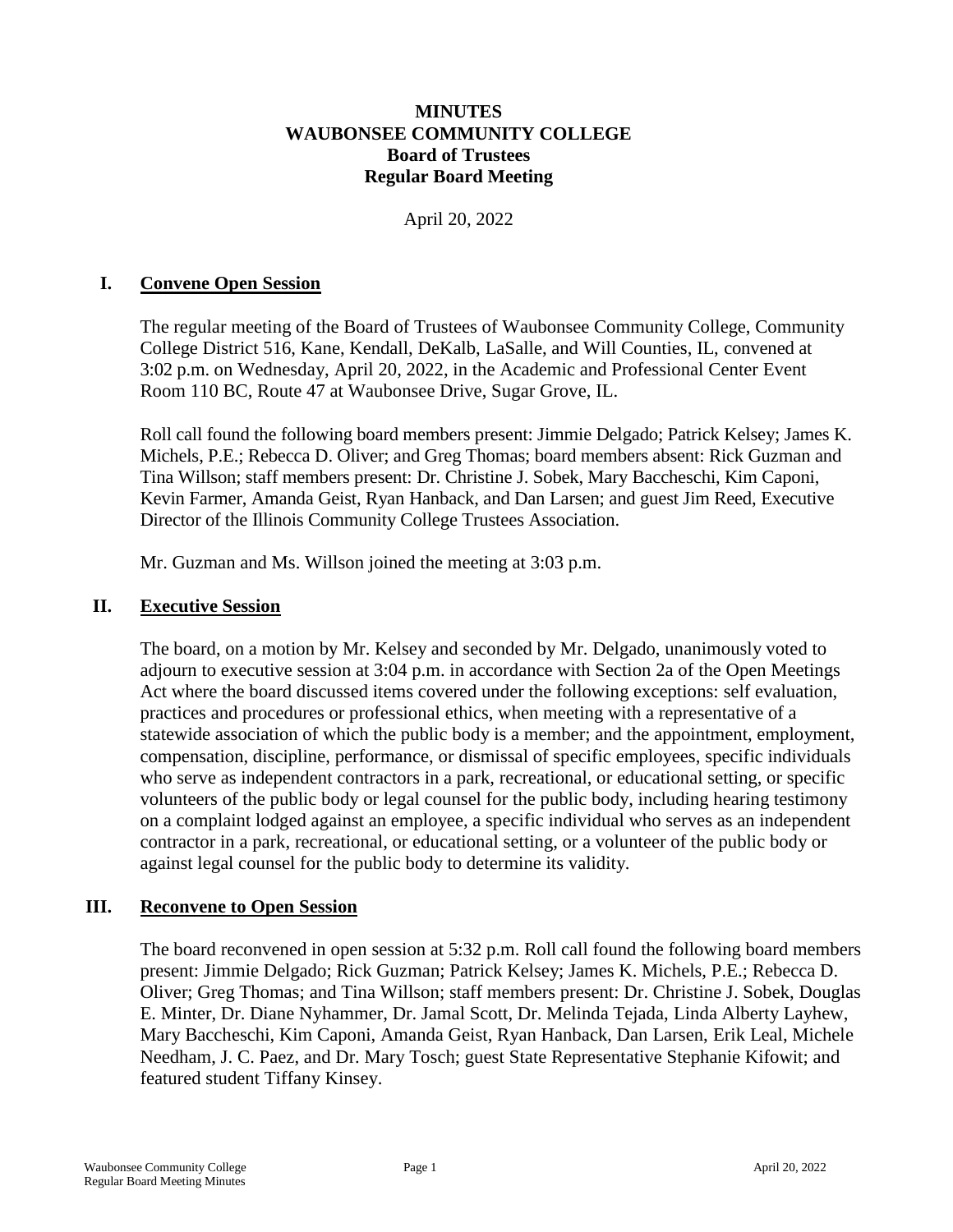# MINUTES
# WAUBONSEE COMMUNITY COLLEGE
## Board of Trustees
## Regular Board Meeting

April 20, 2022

## I. Convene Open Session

The regular meeting of the Board of Trustees of Waubonsee Community College, Community College District 516, Kane, Kendall, DeKalb, LaSalle, and Will Counties, IL, convened at 3:02 p.m. on Wednesday, April 20, 2022, in the Academic and Professional Center Event Room 110 BC, Route 47 at Waubonsee Drive, Sugar Grove, IL.

Roll call found the following board members present: Jimmie Delgado; Patrick Kelsey; James K. Michels, P.E.; Rebecca D. Oliver; and Greg Thomas; board members absent: Rick Guzman and Tina Willson; staff members present: Dr. Christine J. Sobek, Mary Baccheschi, Kim Caponi, Kevin Farmer, Amanda Geist, Ryan Hanback, and Dan Larsen; and guest Jim Reed, Executive Director of the Illinois Community College Trustees Association.

Mr. Guzman and Ms. Willson joined the meeting at 3:03 p.m.

## II. Executive Session

The board, on a motion by Mr. Kelsey and seconded by Mr. Delgado, unanimously voted to adjourn to executive session at 3:04 p.m. in accordance with Section 2a of the Open Meetings Act where the board discussed items covered under the following exceptions: self evaluation, practices and procedures or professional ethics, when meeting with a representative of a statewide association of which the public body is a member; and the appointment, employment, compensation, discipline, performance, or dismissal of specific employees, specific individuals who serve as independent contractors in a park, recreational, or educational setting, or specific volunteers of the public body or legal counsel for the public body, including hearing testimony on a complaint lodged against an employee, a specific individual who serves as an independent contractor in a park, recreational, or educational setting, or a volunteer of the public body or against legal counsel for the public body to determine its validity.

## III. Reconvene to Open Session

The board reconvened in open session at 5:32 p.m. Roll call found the following board members present: Jimmie Delgado; Rick Guzman; Patrick Kelsey; James K. Michels, P.E.; Rebecca D. Oliver; Greg Thomas; and Tina Willson; staff members present: Dr. Christine J. Sobek, Douglas E. Minter, Dr. Diane Nyhammer, Dr. Jamal Scott, Dr. Melinda Tejada, Linda Alberty Layhew, Mary Baccheschi, Kim Caponi, Amanda Geist, Ryan Hanback, Dan Larsen, Erik Leal, Michele Needham, J. C. Paez, and Dr. Mary Tosch; guest State Representative Stephanie Kifowit; and featured student Tiffany Kinsey.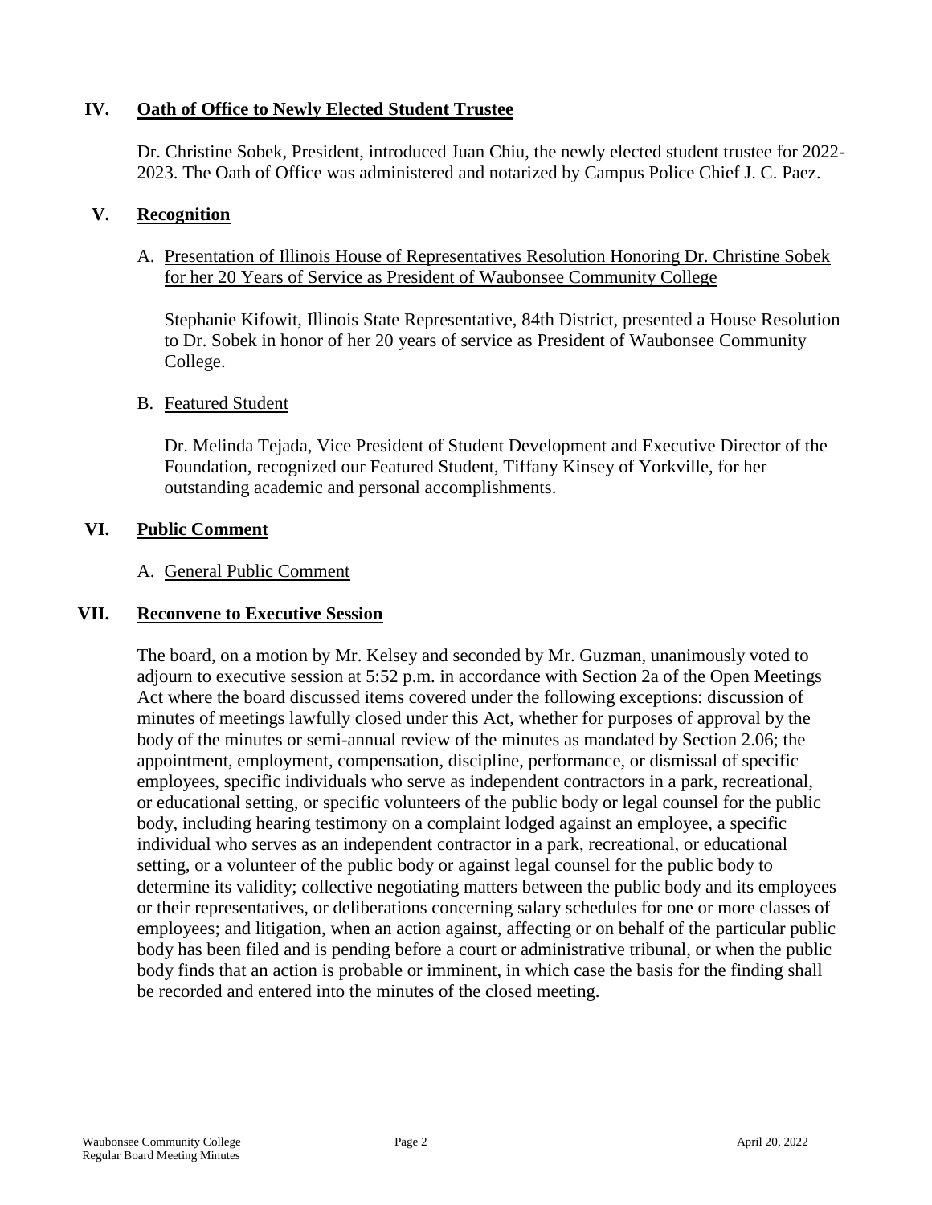## IV. Oath of Office to Newly Elected Student Trustee

Dr. Christine Sobek, President, introduced Juan Chiu, the newly elected student trustee for 2022-2023. The Oath of Office was administered and notarized by Campus Police Chief J. C. Paez.

## V. Recognition

A. Presentation of Illinois House of Representatives Resolution Honoring Dr. Christine Sobek for her 20 Years of Service as President of Waubonsee Community College

Stephanie Kifowit, Illinois State Representative, 84th District, presented a House Resolution to Dr. Sobek in honor of her 20 years of service as President of Waubonsee Community College.

B. Featured Student

Dr. Melinda Tejada, Vice President of Student Development and Executive Director of the Foundation, recognized our Featured Student, Tiffany Kinsey of Yorkville, for her outstanding academic and personal accomplishments.

## VI. Public Comment

A. General Public Comment

## VII. Reconvene to Executive Session

The board, on a motion by Mr. Kelsey and seconded by Mr. Guzman, unanimously voted to adjourn to executive session at 5:52 p.m. in accordance with Section 2a of the Open Meetings Act where the board discussed items covered under the following exceptions: discussion of minutes of meetings lawfully closed under this Act, whether for purposes of approval by the body of the minutes or semi-annual review of the minutes as mandated by Section 2.06; the appointment, employment, compensation, discipline, performance, or dismissal of specific employees, specific individuals who serve as independent contractors in a park, recreational, or educational setting, or specific volunteers of the public body or legal counsel for the public body, including hearing testimony on a complaint lodged against an employee, a specific individual who serves as an independent contractor in a park, recreational, or educational setting, or a volunteer of the public body or against legal counsel for the public body to determine its validity; collective negotiating matters between the public body and its employees or their representatives, or deliberations concerning salary schedules for one or more classes of employees; and litigation, when an action against, affecting or on behalf of the particular public body has been filed and is pending before a court or administrative tribunal, or when the public body finds that an action is probable or imminent, in which case the basis for the finding shall be recorded and entered into the minutes of the closed meeting.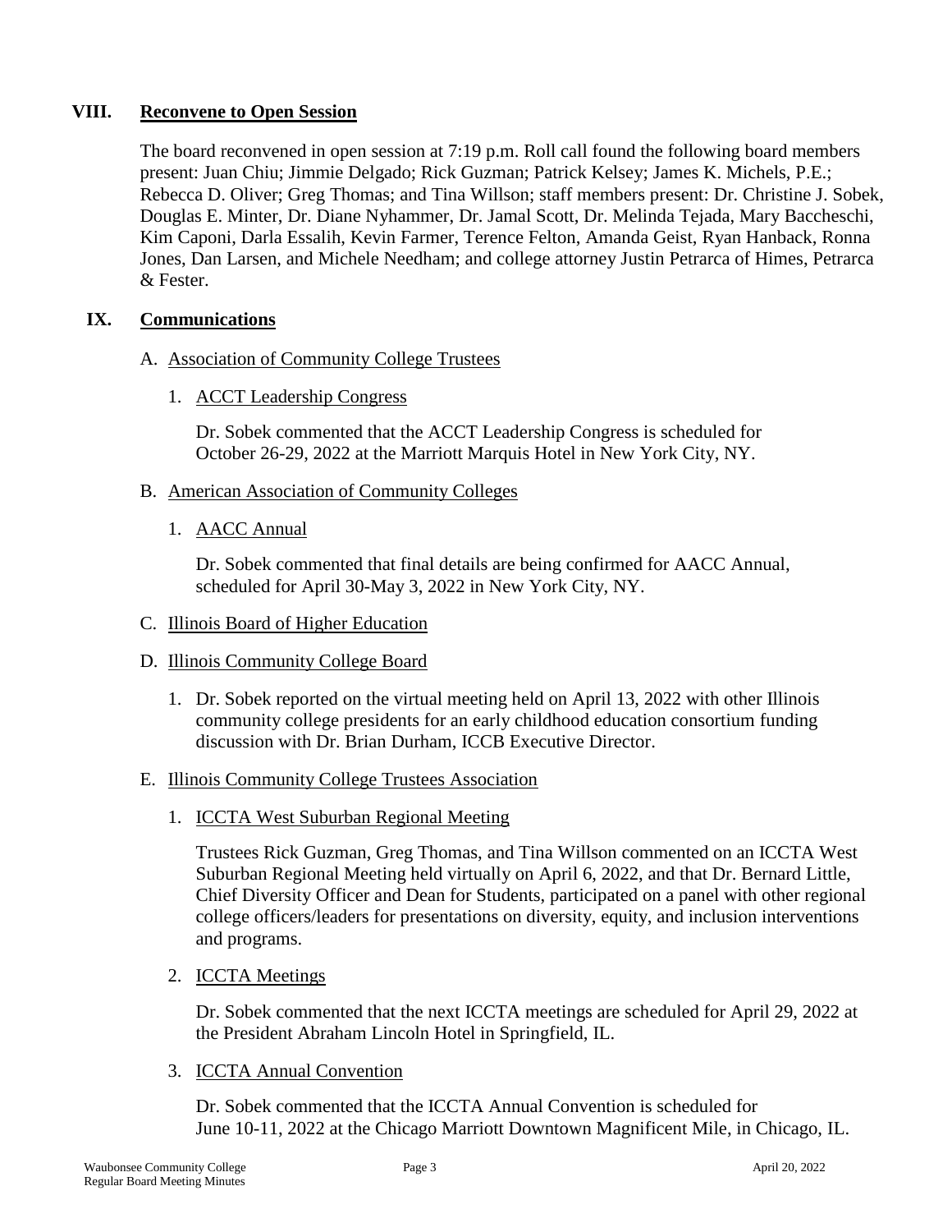## VIII. Reconvene to Open Session

The board reconvened in open session at 7:19 p.m. Roll call found the following board members present: Juan Chiu; Jimmie Delgado; Rick Guzman; Patrick Kelsey; James K. Michels, P.E.; Rebecca D. Oliver; Greg Thomas; and Tina Willson; staff members present: Dr. Christine J. Sobek, Douglas E. Minter, Dr. Diane Nyhammer, Dr. Jamal Scott, Dr. Melinda Tejada, Mary Baccheschi, Kim Caponi, Darla Essalih, Kevin Farmer, Terence Felton, Amanda Geist, Ryan Hanback, Ronna Jones, Dan Larsen, and Michele Needham; and college attorney Justin Petrarca of Himes, Petrarca & Fester.

## IX. Communications

A. Association of Community College Trustees

1. ACCT Leadership Congress

   Dr. Sobek commented that the ACCT Leadership Congress is scheduled for October 26-29, 2022 at the Marriott Marquis Hotel in New York City, NY.

B. American Association of Community Colleges

1. AACC Annual

   Dr. Sobek commented that final details are being confirmed for AACC Annual, scheduled for April 30-May 3, 2022 in New York City, NY.

C. Illinois Board of Higher Education

D. Illinois Community College Board

1. Dr. Sobek reported on the virtual meeting held on April 13, 2022 with other Illinois community college presidents for an early childhood education consortium funding discussion with Dr. Brian Durham, ICCB Executive Director.

E. Illinois Community College Trustees Association

1. ICCTA West Suburban Regional Meeting

   Trustees Rick Guzman, Greg Thomas, and Tina Willson commented on an ICCTA West Suburban Regional Meeting held virtually on April 6, 2022, and that Dr. Bernard Little, Chief Diversity Officer and Dean for Students, participated on a panel with other regional college officers/leaders for presentations on diversity, equity, and inclusion interventions and programs.

2. ICCTA Meetings

   Dr. Sobek commented that the next ICCTA meetings are scheduled for April 29, 2022 at the President Abraham Lincoln Hotel in Springfield, IL.

3. ICCTA Annual Convention

   Dr. Sobek commented that the ICCTA Annual Convention is scheduled for June 10-11, 2022 at the Chicago Marriott Downtown Magnificent Mile, in Chicago, IL.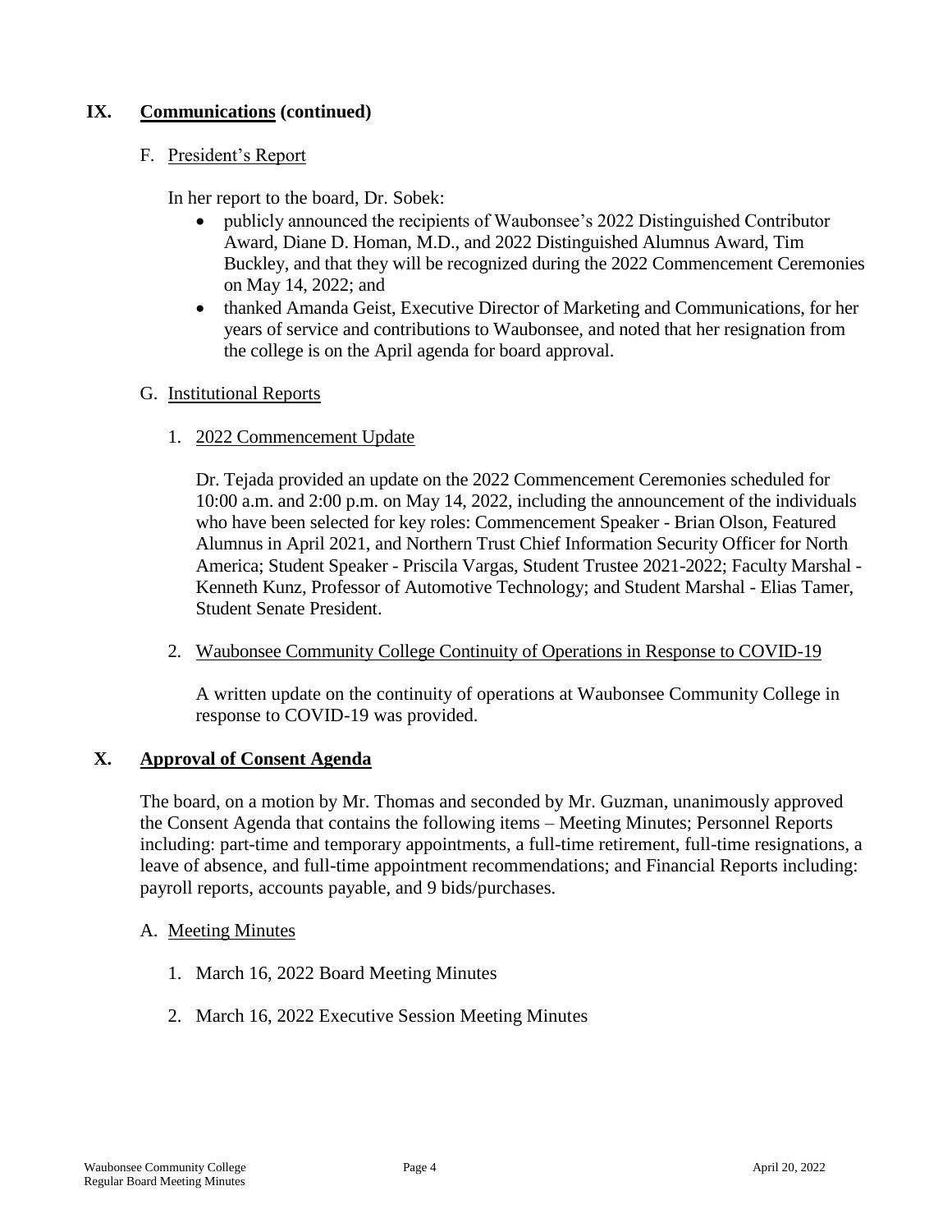## IX. Communications (continued)

### F. President's Report

In her report to the board, Dr. Sobek:

- publicly announced the recipients of Waubonsee's 2022 Distinguished Contributor Award, Diane D. Homan, M.D., and 2022 Distinguished Alumnus Award, Tim Buckley, and that they will be recognized during the 2022 Commencement Ceremonies on May 14, 2022; and
- thanked Amanda Geist, Executive Director of Marketing and Communications, for her years of service and contributions to Waubonsee, and noted that her resignation from the college is on the April agenda for board approval.

### G. Institutional Reports

1. 2022 Commencement Update

   Dr. Tejada provided an update on the 2022 Commencement Ceremonies scheduled for 10:00 a.m. and 2:00 p.m. on May 14, 2022, including the announcement of the individuals who have been selected for key roles: Commencement Speaker - Brian Olson, Featured Alumnus in April 2021, and Northern Trust Chief Information Security Officer for North America; Student Speaker - Priscila Vargas, Student Trustee 2021-2022; Faculty Marshal - Kenneth Kunz, Professor of Automotive Technology; and Student Marshal - Elias Tamer, Student Senate President.

2. Waubonsee Community College Continuity of Operations in Response to COVID-19

   A written update on the continuity of operations at Waubonsee Community College in response to COVID-19 was provided.

## X. Approval of Consent Agenda

The board, on a motion by Mr. Thomas and seconded by Mr. Guzman, unanimously approved the Consent Agenda that contains the following items – Meeting Minutes; Personnel Reports including: part-time and temporary appointments, a full-time retirement, full-time resignations, a leave of absence, and full-time appointment recommendations; and Financial Reports including: payroll reports, accounts payable, and 9 bids/purchases.

### A. Meeting Minutes

1. March 16, 2022 Board Meeting Minutes
2. March 16, 2022 Executive Session Meeting Minutes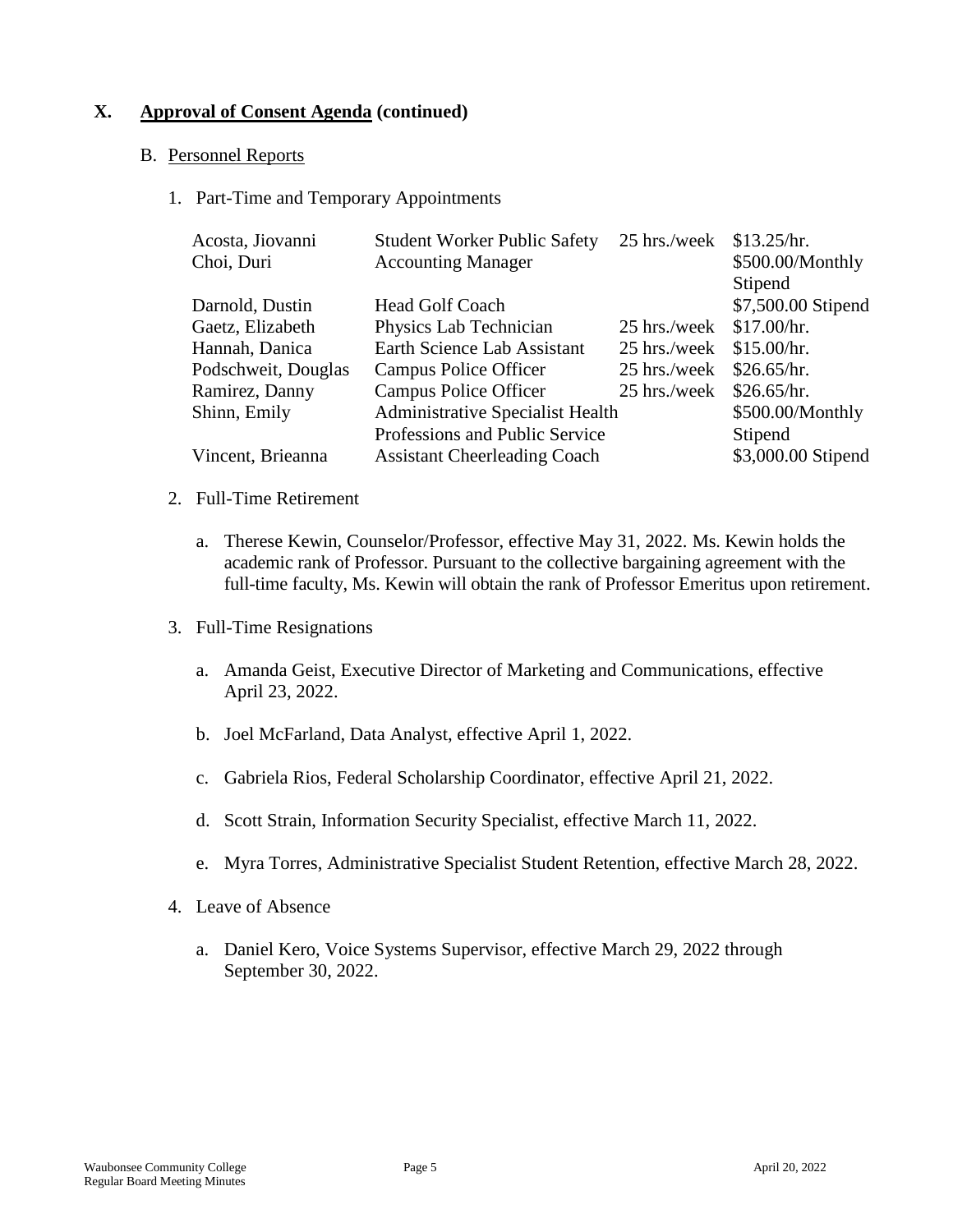## X. **Approval of Consent Agenda (continued)**

B. Personnel Reports

1. Part-Time and Temporary Appointments

| | | | |
|---|---|---|---|
| Acosta, Jiovanni | Student Worker Public Safety | 25 hrs./week | $13.25/hr. |
| Choi, Duri | Accounting Manager | | $500.00/Monthly Stipend |
| Darnold, Dustin | Head Golf Coach | | $7,500.00 Stipend |
| Gaetz, Elizabeth | Physics Lab Technician | 25 hrs./week | $17.00/hr. |
| Hannah, Danica | Earth Science Lab Assistant | 25 hrs./week | $15.00/hr. |
| Podschweit, Douglas | Campus Police Officer | 25 hrs./week | $26.65/hr. |
| Ramirez, Danny | Campus Police Officer | 25 hrs./week | $26.65/hr. |
| Shinn, Emily | Administrative Specialist Health Professions and Public Service | | $500.00/Monthly Stipend |
| Vincent, Brieanna | Assistant Cheerleading Coach | | $3,000.00 Stipend |

2. Full-Time Retirement

   a. Therese Kewin, Counselor/Professor, effective May 31, 2022. Ms. Kewin holds the academic rank of Professor. Pursuant to the collective bargaining agreement with the full-time faculty, Ms. Kewin will obtain the rank of Professor Emeritus upon retirement.

3. Full-Time Resignations

   a. Amanda Geist, Executive Director of Marketing and Communications, effective April 23, 2022.

   b. Joel McFarland, Data Analyst, effective April 1, 2022.

   c. Gabriela Rios, Federal Scholarship Coordinator, effective April 21, 2022.

   d. Scott Strain, Information Security Specialist, effective March 11, 2022.

   e. Myra Torres, Administrative Specialist Student Retention, effective March 28, 2022.

4. Leave of Absence

   a. Daniel Kero, Voice Systems Supervisor, effective March 29, 2022 through September 30, 2022.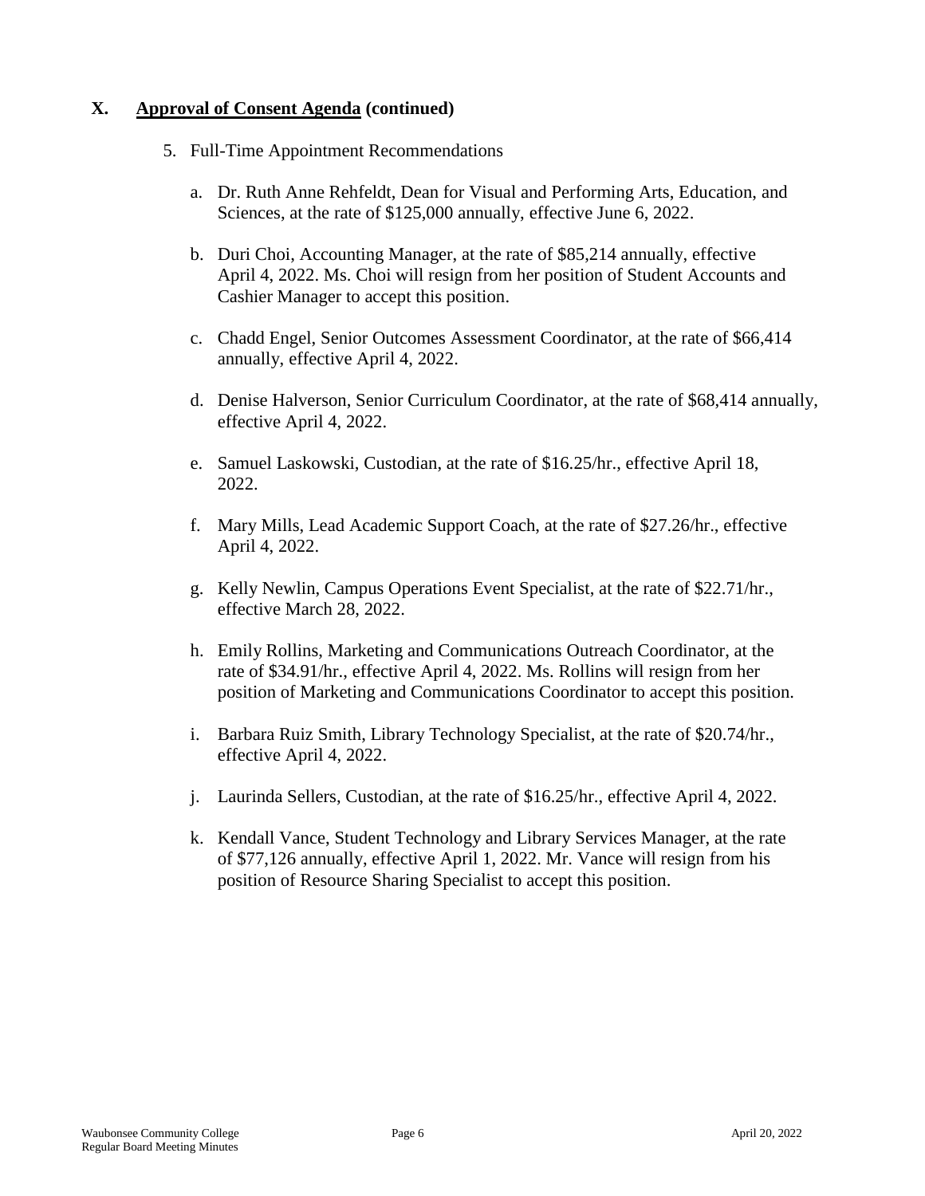## X. Approval of Consent Agenda (continued)

5. Full-Time Appointment Recommendations

   a. Dr. Ruth Anne Rehfeldt, Dean for Visual and Performing Arts, Education, and Sciences, at the rate of $125,000 annually, effective June 6, 2022.

   b. Duri Choi, Accounting Manager, at the rate of $85,214 annually, effective April 4, 2022. Ms. Choi will resign from her position of Student Accounts and Cashier Manager to accept this position.

   c. Chadd Engel, Senior Outcomes Assessment Coordinator, at the rate of $66,414 annually, effective April 4, 2022.

   d. Denise Halverson, Senior Curriculum Coordinator, at the rate of $68,414 annually, effective April 4, 2022.

   e. Samuel Laskowski, Custodian, at the rate of $16.25/hr., effective April 18, 2022.

   f. Mary Mills, Lead Academic Support Coach, at the rate of $27.26/hr., effective April 4, 2022.

   g. Kelly Newlin, Campus Operations Event Specialist, at the rate of $22.71/hr., effective March 28, 2022.

   h. Emily Rollins, Marketing and Communications Outreach Coordinator, at the rate of $34.91/hr., effective April 4, 2022. Ms. Rollins will resign from her position of Marketing and Communications Coordinator to accept this position.

   i. Barbara Ruiz Smith, Library Technology Specialist, at the rate of $20.74/hr., effective April 4, 2022.

   j. Laurinda Sellers, Custodian, at the rate of $16.25/hr., effective April 4, 2022.

   k. Kendall Vance, Student Technology and Library Services Manager, at the rate of $77,126 annually, effective April 1, 2022. Mr. Vance will resign from his position of Resource Sharing Specialist to accept this position.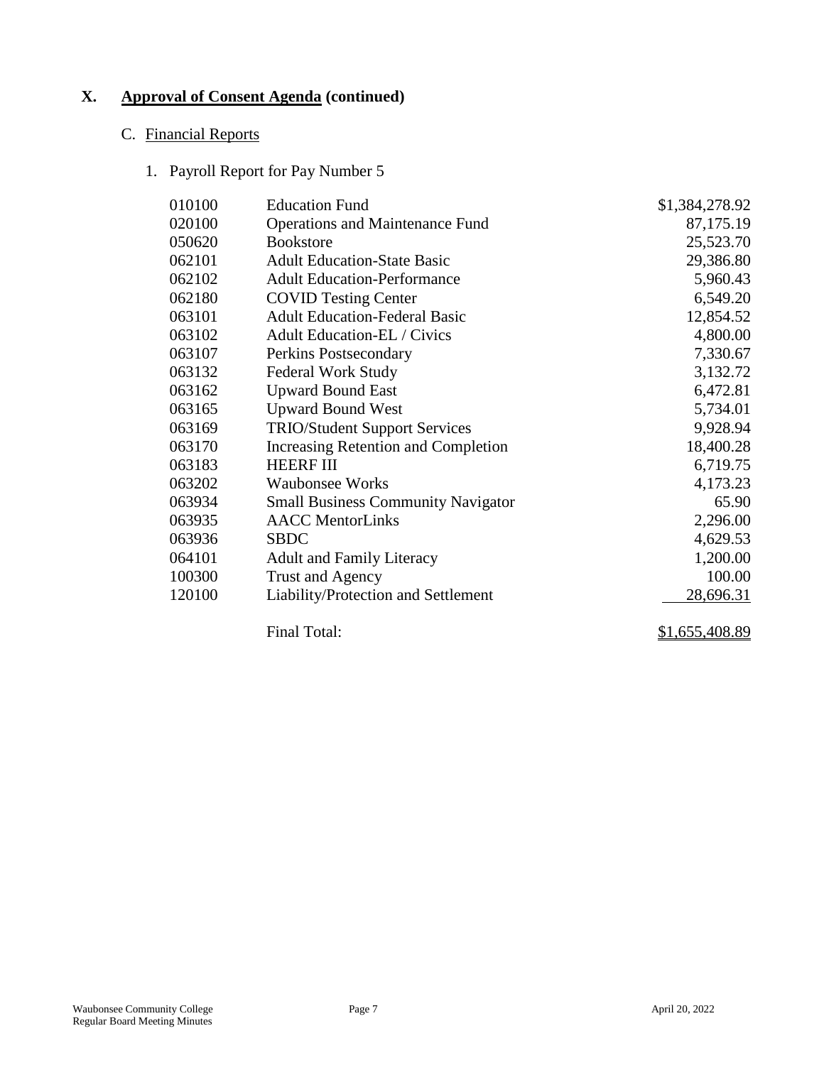## X. Approval of Consent Agenda (continued)

### C. Financial Reports

1. Payroll Report for Pay Number 5

| | | |
|---|---|---|
| 010100 | Education Fund | $1,384,278.92 |
| 020100 | Operations and Maintenance Fund | 87,175.19 |
| 050620 | Bookstore | 25,523.70 |
| 062101 | Adult Education-State Basic | 29,386.80 |
| 062102 | Adult Education-Performance | 5,960.43 |
| 062180 | COVID Testing Center | 6,549.20 |
| 063101 | Adult Education-Federal Basic | 12,854.52 |
| 063102 | Adult Education-EL / Civics | 4,800.00 |
| 063107 | Perkins Postsecondary | 7,330.67 |
| 063132 | Federal Work Study | 3,132.72 |
| 063162 | Upward Bound East | 6,472.81 |
| 063165 | Upward Bound West | 5,734.01 |
| 063169 | TRIO/Student Support Services | 9,928.94 |
| 063170 | Increasing Retention and Completion | 18,400.28 |
| 063183 | HEERF III | 6,719.75 |
| 063202 | Waubonsee Works | 4,173.23 |
| 063934 | Small Business Community Navigator | 65.90 |
| 063935 | AACC MentorLinks | 2,296.00 |
| 063936 | SBDC | 4,629.53 |
| 064101 | Adult and Family Literacy | 1,200.00 |
| 100300 | Trust and Agency | 100.00 |
| 120100 | Liability/Protection and Settlement | 28,696.31 |
| | Final Total: | $1,655,408.89 |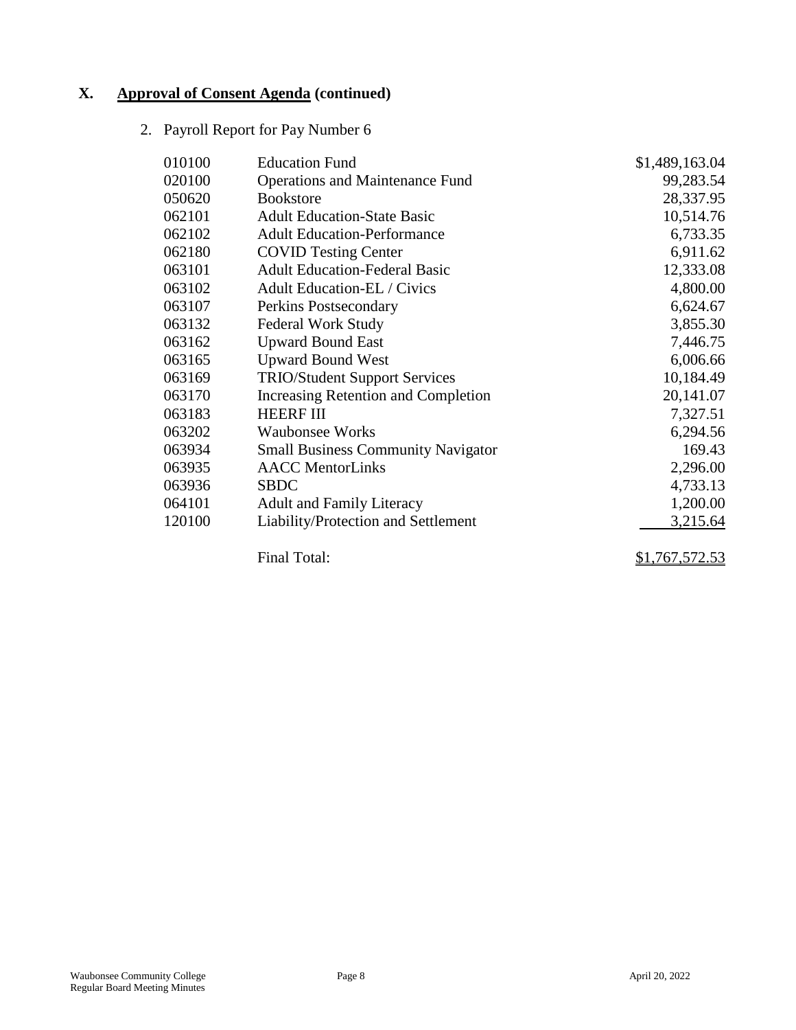## X. **Approval of Consent Agenda** (continued)

2. Payroll Report for Pay Number 6

| | | |
|---|---|---|
| 010100 | Education Fund | $1,489,163.04 |
| 020100 | Operations and Maintenance Fund | 99,283.54 |
| 050620 | Bookstore | 28,337.95 |
| 062101 | Adult Education-State Basic | 10,514.76 |
| 062102 | Adult Education-Performance | 6,733.35 |
| 062180 | COVID Testing Center | 6,911.62 |
| 063101 | Adult Education-Federal Basic | 12,333.08 |
| 063102 | Adult Education-EL / Civics | 4,800.00 |
| 063107 | Perkins Postsecondary | 6,624.67 |
| 063132 | Federal Work Study | 3,855.30 |
| 063162 | Upward Bound East | 7,446.75 |
| 063165 | Upward Bound West | 6,006.66 |
| 063169 | TRIO/Student Support Services | 10,184.49 |
| 063170 | Increasing Retention and Completion | 20,141.07 |
| 063183 | HEERF III | 7,327.51 |
| 063202 | Waubonsee Works | 6,294.56 |
| 063934 | Small Business Community Navigator | 169.43 |
| 063935 | AACC MentorLinks | 2,296.00 |
| 063936 | SBDC | 4,733.13 |
| 064101 | Adult and Family Literacy | 1,200.00 |
| 120100 | Liability/Protection and Settlement | 3,215.64 |
| | Final Total: | $1,767,572.53 |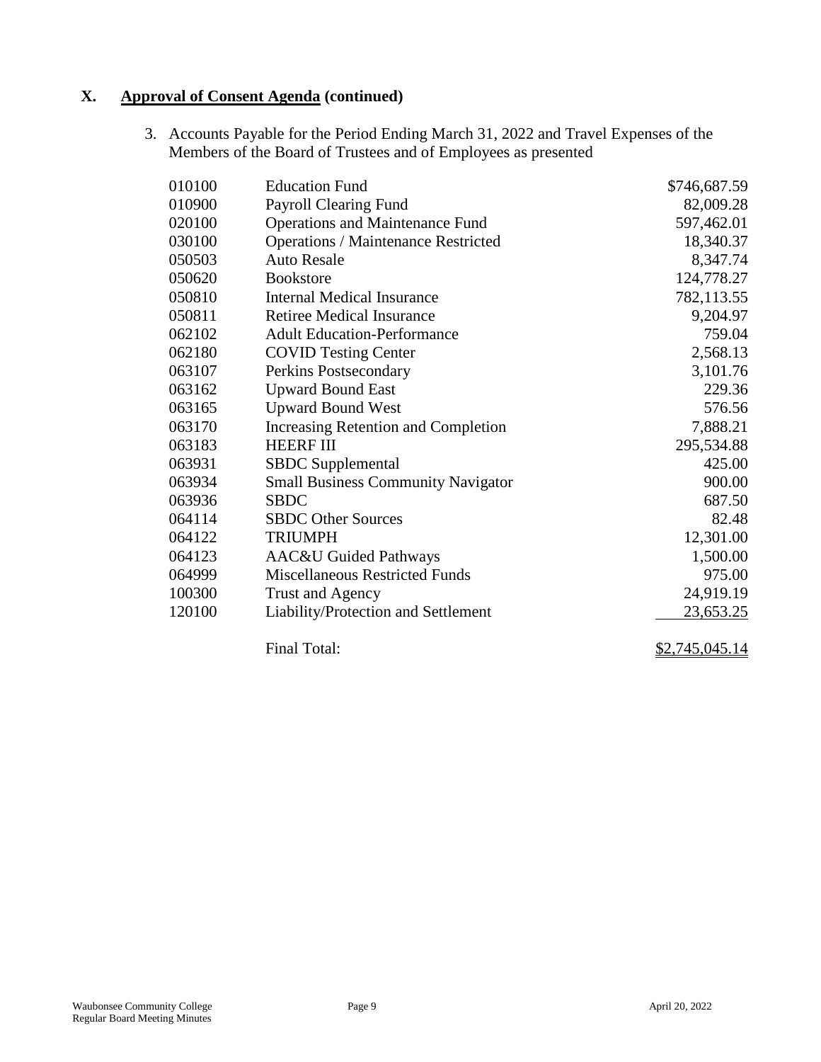## X. **Approval of Consent Agenda (continued)**

3. Accounts Payable for the Period Ending March 31, 2022 and Travel Expenses of the Members of the Board of Trustees and of Employees as presented

| | | |
|---|---|---|
| 010100 | Education Fund | $746,687.59 |
| 010900 | Payroll Clearing Fund | 82,009.28 |
| 020100 | Operations and Maintenance Fund | 597,462.01 |
| 030100 | Operations / Maintenance Restricted | 18,340.37 |
| 050503 | Auto Resale | 8,347.74 |
| 050620 | Bookstore | 124,778.27 |
| 050810 | Internal Medical Insurance | 782,113.55 |
| 050811 | Retiree Medical Insurance | 9,204.97 |
| 062102 | Adult Education-Performance | 759.04 |
| 062180 | COVID Testing Center | 2,568.13 |
| 063107 | Perkins Postsecondary | 3,101.76 |
| 063162 | Upward Bound East | 229.36 |
| 063165 | Upward Bound West | 576.56 |
| 063170 | Increasing Retention and Completion | 7,888.21 |
| 063183 | HEERF III | 295,534.88 |
| 063931 | SBDC Supplemental | 425.00 |
| 063934 | Small Business Community Navigator | 900.00 |
| 063936 | SBDC | 687.50 |
| 064114 | SBDC Other Sources | 82.48 |
| 064122 | TRIUMPH | 12,301.00 |
| 064123 | AAC&U Guided Pathways | 1,500.00 |
| 064999 | Miscellaneous Restricted Funds | 975.00 |
| 100300 | Trust and Agency | 24,919.19 |
| 120100 | Liability/Protection and Settlement | 23,653.25 |
| | Final Total: | $2,745,045.14 |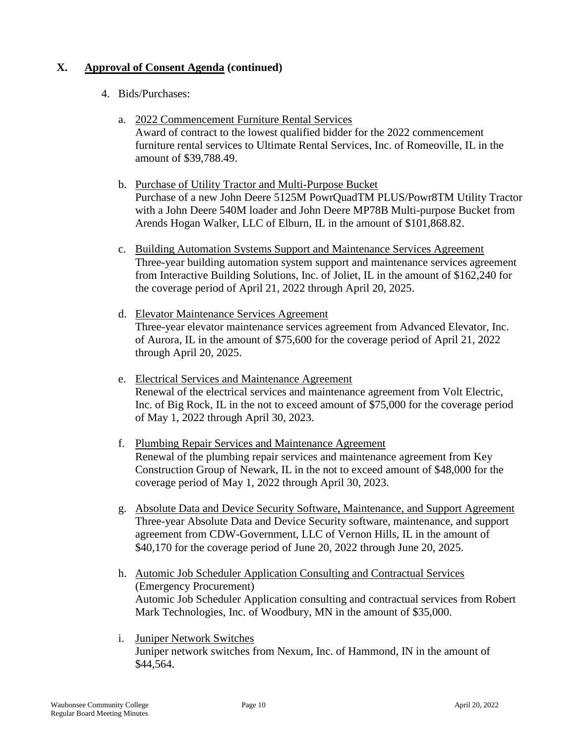## X. <u>Approval of Consent Agenda</u> (continued)

4. Bids/Purchases:

   a. <u>2022 Commencement Furniture Rental Services</u>
   Award of contract to the lowest qualified bidder for the 2022 commencement furniture rental services to Ultimate Rental Services, Inc. of Romeoville, IL in the amount of $39,788.49.

   b. <u>Purchase of Utility Tractor and Multi-Purpose Bucket</u>
   Purchase of a new John Deere 5125M PowrQuadTM PLUS/Powr8TM Utility Tractor with a John Deere 540M loader and John Deere MP78B Multi-purpose Bucket from Arends Hogan Walker, LLC of Elburn, IL in the amount of $101,868.82.

   c. <u>Building Automation Systems Support and Maintenance Services Agreement</u>
   Three-year building automation system support and maintenance services agreement from Interactive Building Solutions, Inc. of Joliet, IL in the amount of $162,240 for the coverage period of April 21, 2022 through April 20, 2025.

   d. <u>Elevator Maintenance Services Agreement</u>
   Three-year elevator maintenance services agreement from Advanced Elevator, Inc. of Aurora, IL in the amount of $75,600 for the coverage period of April 21, 2022 through April 20, 2025.

   e. <u>Electrical Services and Maintenance Agreement</u>
   Renewal of the electrical services and maintenance agreement from Volt Electric, Inc. of Big Rock, IL in the not to exceed amount of $75,000 for the coverage period of May 1, 2022 through April 30, 2023.

   f. <u>Plumbing Repair Services and Maintenance Agreement</u>
   Renewal of the plumbing repair services and maintenance agreement from Key Construction Group of Newark, IL in the not to exceed amount of $48,000 for the coverage period of May 1, 2022 through April 30, 2023.

   g. <u>Absolute Data and Device Security Software, Maintenance, and Support Agreement</u>
   Three-year Absolute Data and Device Security software, maintenance, and support agreement from CDW-Government, LLC of Vernon Hills, IL in the amount of $40,170 for the coverage period of June 20, 2022 through June 20, 2025.

   h. <u>Automic Job Scheduler Application Consulting and Contractual Services</u> (Emergency Procurement)
   Automic Job Scheduler Application consulting and contractual services from Robert Mark Technologies, Inc. of Woodbury, MN in the amount of $35,000.

   i. <u>Juniper Network Switches</u>
   Juniper network switches from Nexum, Inc. of Hammond, IN in the amount of $44,564.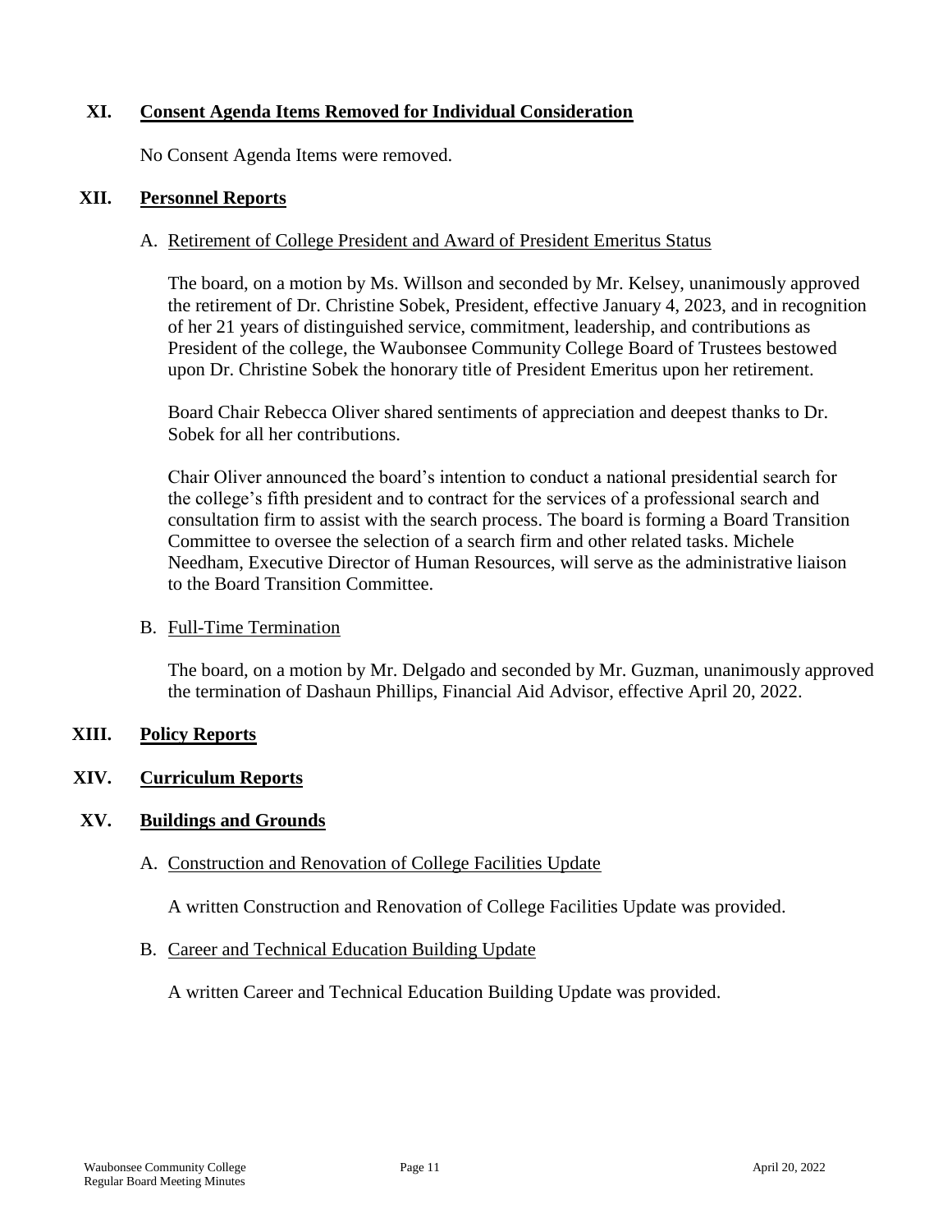## XI. Consent Agenda Items Removed for Individual Consideration

No Consent Agenda Items were removed.

## XII. Personnel Reports

### A. Retirement of College President and Award of President Emeritus Status

The board, on a motion by Ms. Willson and seconded by Mr. Kelsey, unanimously approved the retirement of Dr. Christine Sobek, President, effective January 4, 2023, and in recognition of her 21 years of distinguished service, commitment, leadership, and contributions as President of the college, the Waubonsee Community College Board of Trustees bestowed upon Dr. Christine Sobek the honorary title of President Emeritus upon her retirement.

Board Chair Rebecca Oliver shared sentiments of appreciation and deepest thanks to Dr. Sobek for all her contributions.

Chair Oliver announced the board's intention to conduct a national presidential search for the college's fifth president and to contract for the services of a professional search and consultation firm to assist with the search process. The board is forming a Board Transition Committee to oversee the selection of a search firm and other related tasks. Michele Needham, Executive Director of Human Resources, will serve as the administrative liaison to the Board Transition Committee.

### B. Full-Time Termination

The board, on a motion by Mr. Delgado and seconded by Mr. Guzman, unanimously approved the termination of Dashaun Phillips, Financial Aid Advisor, effective April 20, 2022.

## XIII. Policy Reports

## XIV. Curriculum Reports

## XV. Buildings and Grounds

### A. Construction and Renovation of College Facilities Update

A written Construction and Renovation of College Facilities Update was provided.

### B. Career and Technical Education Building Update

A written Career and Technical Education Building Update was provided.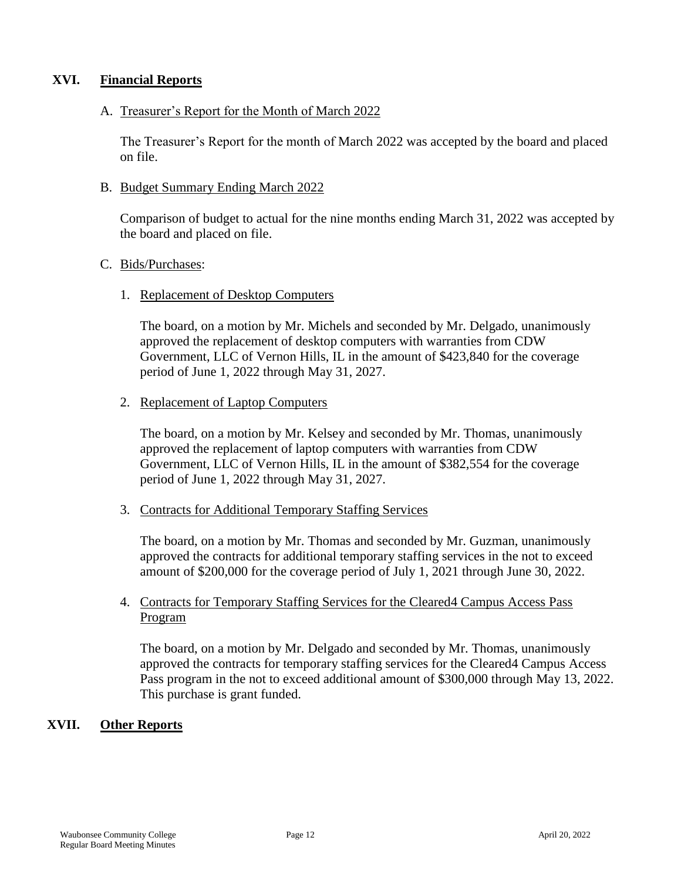## XVI. Financial Reports

A. Treasurer's Report for the Month of March 2022

The Treasurer's Report for the month of March 2022 was accepted by the board and placed on file.

B. Budget Summary Ending March 2022

Comparison of budget to actual for the nine months ending March 31, 2022 was accepted by the board and placed on file.

C. Bids/Purchases:

1. Replacement of Desktop Computers

   The board, on a motion by Mr. Michels and seconded by Mr. Delgado, unanimously approved the replacement of desktop computers with warranties from CDW Government, LLC of Vernon Hills, IL in the amount of $423,840 for the coverage period of June 1, 2022 through May 31, 2027.

2. Replacement of Laptop Computers

   The board, on a motion by Mr. Kelsey and seconded by Mr. Thomas, unanimously approved the replacement of laptop computers with warranties from CDW Government, LLC of Vernon Hills, IL in the amount of $382,554 for the coverage period of June 1, 2022 through May 31, 2027.

3. Contracts for Additional Temporary Staffing Services

   The board, on a motion by Mr. Thomas and seconded by Mr. Guzman, unanimously approved the contracts for additional temporary staffing services in the not to exceed amount of $200,000 for the coverage period of July 1, 2021 through June 30, 2022.

4. Contracts for Temporary Staffing Services for the Cleared4 Campus Access Pass Program

   The board, on a motion by Mr. Delgado and seconded by Mr. Thomas, unanimously approved the contracts for temporary staffing services for the Cleared4 Campus Access Pass program in the not to exceed additional amount of $300,000 through May 13, 2022. This purchase is grant funded.

## XVII. Other Reports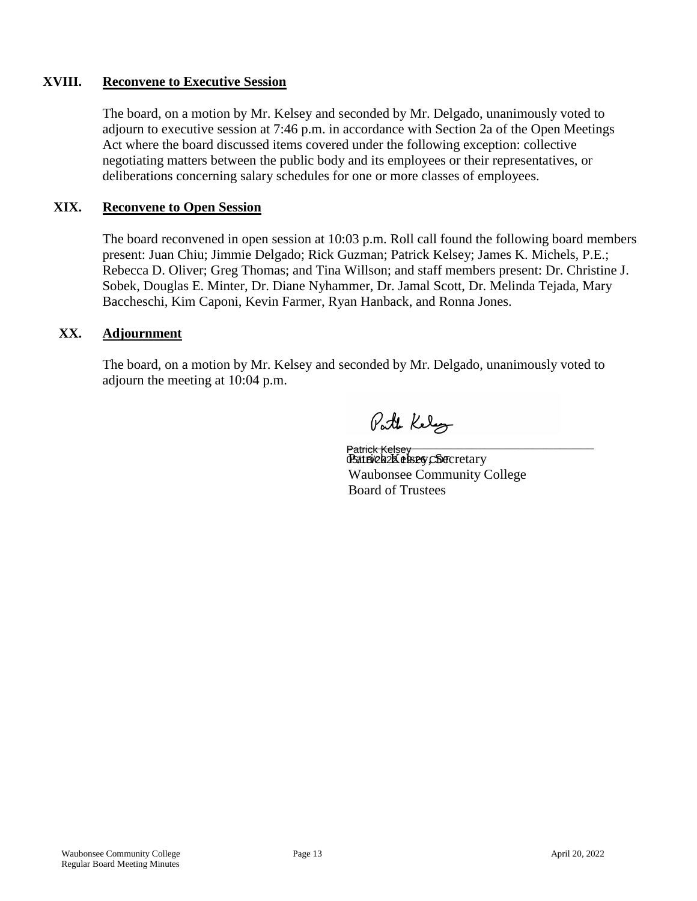## XVIII. Reconvene to Executive Session

The board, on a motion by Mr. Kelsey and seconded by Mr. Delgado, unanimously voted to adjourn to executive session at 7:46 p.m. in accordance with Section 2a of the Open Meetings Act where the board discussed items covered under the following exception: collective negotiating matters between the public body and its employees or their representatives, or deliberations concerning salary schedules for one or more classes of employees.

## XIX. Reconvene to Open Session

The board reconvened in open session at 10:03 p.m. Roll call found the following board members present: Juan Chiu; Jimmie Delgado; Rick Guzman; Patrick Kelsey; James K. Michels, P.E.; Rebecca D. Oliver; Greg Thomas; and Tina Willson; and staff members present: Dr. Christine J. Sobek, Douglas E. Minter, Dr. Diane Nyhammer, Dr. Jamal Scott, Dr. Melinda Tejada, Mary Baccheschi, Kim Caponi, Kevin Farmer, Ryan Hanback, and Ronna Jones.

## XX. Adjournment

The board, on a motion by Mr. Kelsey and seconded by Mr. Delgado, unanimously voted to adjourn the meeting at 10:04 p.m.

Patrick Kelsey

Patrick Kelsey, Secretary
Waubonsee Community College
Board of Trustees